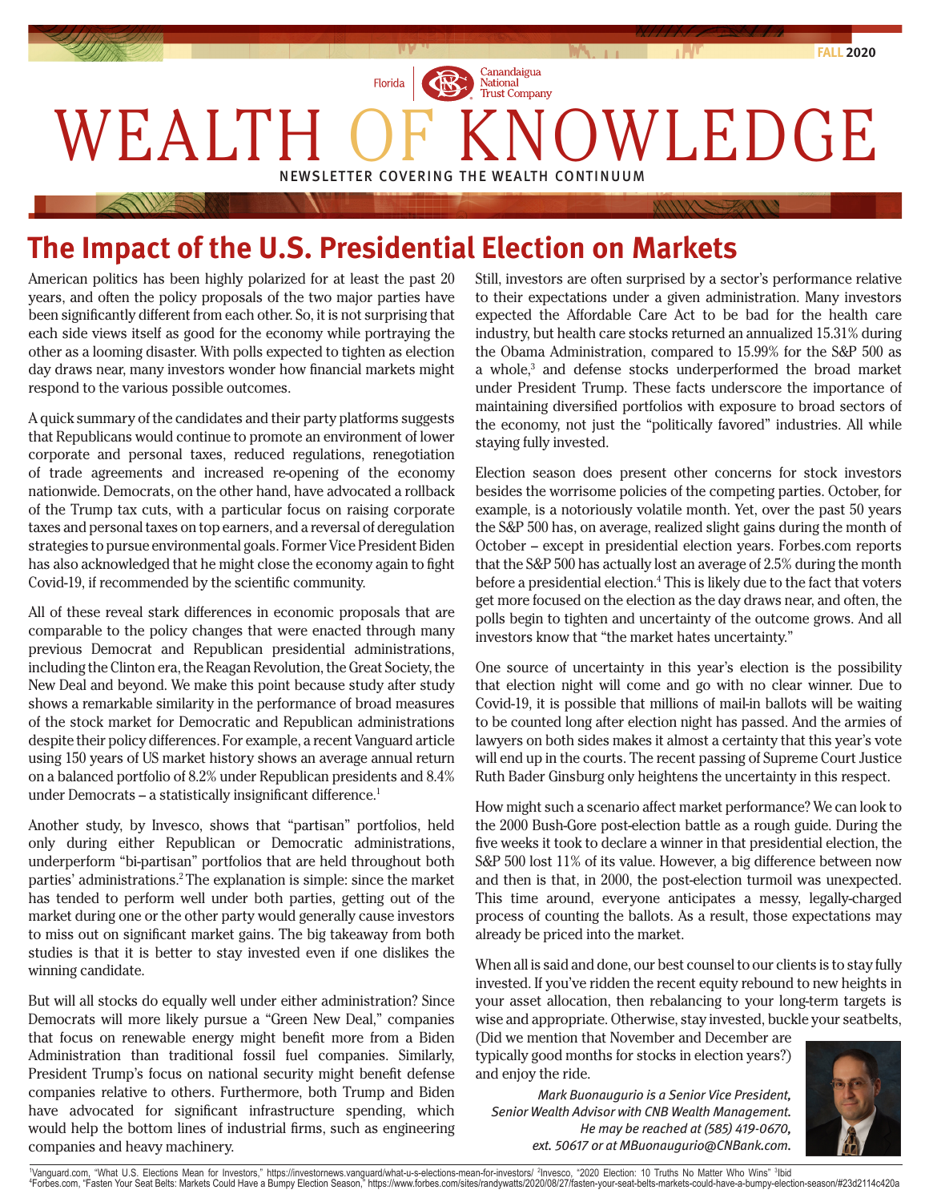Florida | Canandaigua National Trust Company

FALL 2020

# WEALTH OF KNOWLEDGE

NEWSLETTER COVERING THE WEALTH CONTINUUM

## The Impact of the U.S. Presidential Election on Markets

American politics has been highly polarized for at least the past 20 years, and often the policy proposals of the two major parties have been significantly different from each other. So, it is not surprising that each side views itself as good for the economy while portraying the other as a looming disaster. With polls expected to tighten as election day draws near, many investors wonder how financial markets might respond to the various possible outcomes.

A quick summary of the candidates and their party platforms suggests that Republicans would continue to promote an environment of lower corporate and personal taxes, reduced regulations, renegotiation of trade agreements and increased re-opening of the economy nationwide. Democrats, on the other hand, have advocated a rollback of the Trump tax cuts, with a particular focus on raising corporate taxes and personal taxes on top earners, and a reversal of deregulation strategies to pursue environmental goals. Former Vice President Biden has also acknowledged that he might close the economy again to fight Covid-19, if recommended by the scientific community.

All of these reveal stark differences in economic proposals that are comparable to the policy changes that were enacted through many previous Democrat and Republican presidential administrations, including the Clinton era, the Reagan Revolution, the Great Society, the New Deal and beyond. We make this point because study after study shows a remarkable similarity in the performance of broad measures of the stock market for Democratic and Republican administrations despite their policy differences. For example, a recent Vanguard article using 150 years of US market history shows an average annual return on a balanced portfolio of 8.2% under Republican presidents and 8.4% under Democrats – a statistically insignificant difference.[1]

Another study, by Invesco, shows that "partisan" portfolios, held only during either Republican or Democratic administrations, underperform "bi-partisan" portfolios that are held throughout both parties' administrations.[2] The explanation is simple: since the market has tended to perform well under both parties, getting out of the market during one or the other party would generally cause investors to miss out on significant market gains. The big takeaway from both studies is that it is better to stay invested even if one dislikes the winning candidate.

But will all stocks do equally well under either administration? Since Democrats will more likely pursue a "Green New Deal," companies that focus on renewable energy might benefit more from a Biden Administration than traditional fossil fuel companies. Similarly, President Trump's focus on national security might benefit defense companies relative to others. Furthermore, both Trump and Biden have advocated for significant infrastructure spending, which would help the bottom lines of industrial firms, such as engineering companies and heavy machinery.

Still, investors are often surprised by a sector's performance relative to their expectations under a given administration. Many investors expected the Affordable Care Act to be bad for the health care industry, but health care stocks returned an annualized 15.31% during the Obama Administration, compared to 15.99% for the S&P 500 as a whole,[3] and defense stocks underperformed the broad market under President Trump. These facts underscore the importance of maintaining diversified portfolios with exposure to broad sectors of the economy, not just the "politically favored" industries. All while staying fully invested.

Election season does present other concerns for stock investors besides the worrisome policies of the competing parties. October, for example, is a notoriously volatile month. Yet, over the past 50 years the S&P 500 has, on average, realized slight gains during the month of October – except in presidential election years. Forbes.com reports that the S&P 500 has actually lost an average of 2.5% during the month before a presidential election.[4] This is likely due to the fact that voters get more focused on the election as the day draws near, and often, the polls begin to tighten and uncertainty of the outcome grows. And all investors know that "the market hates uncertainty."

One source of uncertainty in this year's election is the possibility that election night will come and go with no clear winner. Due to Covid-19, it is possible that millions of mail-in ballots will be waiting to be counted long after election night has passed. And the armies of lawyers on both sides makes it almost a certainty that this year's vote will end up in the courts. The recent passing of Supreme Court Justice Ruth Bader Ginsburg only heightens the uncertainty in this respect.

How might such a scenario affect market performance? We can look to the 2000 Bush-Gore post-election battle as a rough guide. During the five weeks it took to declare a winner in that presidential election, the S&P 500 lost 11% of its value. However, a big difference between now and then is that, in 2000, the post-election turmoil was unexpected. This time around, everyone anticipates a messy, legally-charged process of counting the ballots. As a result, those expectations may already be priced into the market.

When all is said and done, our best counsel to our clients is to stay fully invested. If you've ridden the recent equity rebound to new heights in your asset allocation, then rebalancing to your long-term targets is wise and appropriate. Otherwise, stay invested, buckle your seatbelts, (Did we mention that November and December are typically good months for stocks in election years?) and enjoy the ride.

*Mark Buonaugurio is a Senior Vice President, Senior Wealth Advisor with CNB Wealth Management. He may be reached at (585) 419-0670, ext. 50617 or at MBuonaugurio@CNBank.com.*

---

[1]Vanguard.com, "What U.S. Elections Mean for Investors," https://investornews.vanguard/what-u-s-elections-mean-for-investors/ [2]Invesco, "2020 Election: 10 Truths No Matter Who Wins" [3]Ibid
[4]Forbes.com, "Fasten Your Seat Belts: Markets Could Have a Bumpy Election Season," https://www.forbes.com/sites/randywatts/2020/08/27/fasten-your-seat-belts-markets-could-have-a-bumpy-election-season/#23d2114c420a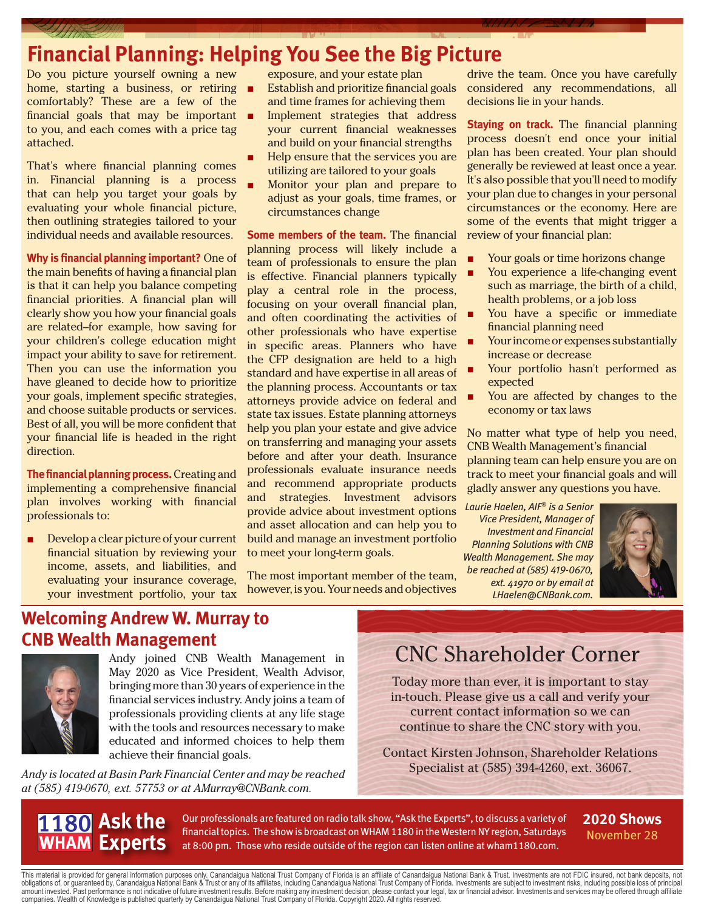# Financial Planning: Helping You See the Big Picture

Do you picture yourself owning a new home, starting a business, or retiring comfortably? These are a few of the financial goals that may be important to you, and each comes with a price tag attached.

That's where financial planning comes in. Financial planning is a process that can help you target your goals by evaluating your whole financial picture, then outlining strategies tailored to your individual needs and available resources.

**Why is financial planning important?** One of the main benefits of having a financial plan is that it can help you balance competing financial priorities. A financial plan will clearly show you how your financial goals are related–for example, how saving for your children's college education might impact your ability to save for retirement. Then you can use the information you have gleaned to decide how to prioritize your goals, implement specific strategies, and choose suitable products or services. Best of all, you will be more confident that your financial life is headed in the right direction.

**The financial planning process.** Creating and implementing a comprehensive financial plan involves working with financial professionals to:

- Develop a clear picture of your current financial situation by reviewing your income, assets, and liabilities, and evaluating your insurance coverage, your investment portfolio, your tax exposure, and your estate plan
- Establish and prioritize financial goals and time frames for achieving them
- Implement strategies that address your current financial weaknesses and build on your financial strengths
- Help ensure that the services you are utilizing are tailored to your goals
- Monitor your plan and prepare to adjust as your goals, time frames, or circumstances change

**Some members of the team.** The financial planning process will likely include a team of professionals to ensure the plan is effective. Financial planners typically play a central role in the process, focusing on your overall financial plan, and often coordinating the activities of other professionals who have expertise in specific areas. Planners who have the CFP designation are held to a high standard and have expertise in all areas of the planning process. Accountants or tax attorneys provide advice on federal and state tax issues. Estate planning attorneys help you plan your estate and give advice on transferring and managing your assets before and after your death. Insurance professionals evaluate insurance needs and recommend appropriate products and strategies. Investment advisors provide advice about investment options and asset allocation and can help you to build and manage an investment portfolio to meet your long-term goals.

The most important member of the team, however, is you. Your needs and objectives drive the team. Once you have carefully considered any recommendations, all decisions lie in your hands.

**Staying on track.** The financial planning process doesn't end once your initial plan has been created. Your plan should generally be reviewed at least once a year. It's also possible that you'll need to modify your plan due to changes in your personal circumstances or the economy. Here are some of the events that might trigger a review of your financial plan:

- Your goals or time horizons change
- You experience a life-changing event such as marriage, the birth of a child, health problems, or a job loss
- You have a specific or immediate financial planning need
- Your income or expenses substantially increase or decrease
- Your portfolio hasn't performed as expected
- You are affected by changes to the economy or tax laws

No matter what type of help you need, CNB Wealth Management's financial planning team can help ensure you are on track to meet your financial goals and will gladly answer any questions you have.

*Laurie Haelen, AIF® is a Senior Vice President, Manager of Investment and Financial Planning Solutions with CNB Wealth Management. She may be reached at (585) 419-0670, ext. 41970 or by email at LHaelen@CNBank.com.*

## Welcoming Andrew W. Murray to CNB Wealth Management

Andy joined CNB Wealth Management in May 2020 as Vice President, Wealth Advisor, bringing more than 30 years of experience in the financial services industry. Andy joins a team of professionals providing clients at any life stage with the tools and resources necessary to make educated and informed choices to help them achieve their financial goals.

*Andy is located at Basin Park Financial Center and may be reached at (585) 419-0670, ext. 57753 or at AMurray@CNBank.com.*

## CNC Shareholder Corner

Today more than ever, it is important to stay in-touch. Please give us a call and verify your current contact information so we can continue to share the CNC story with you.

Contact Kirsten Johnson, Shareholder Relations Specialist at (585) 394-4260, ext. 36067.

## 1180 WHAM Ask the Experts

Our professionals are featured on radio talk show, "Ask the Experts", to discuss a variety of financial topics. The show is broadcast on WHAM 1180 in the Western NY region, Saturdays at 8:00 pm. Those who reside outside of the region can listen online at wham1180.com.

**2020 Shows**
November 28

This material is provided for general information purposes only. Canandaigua National Trust Company of Florida is an affiliate of Canandaigua National Bank & Trust. Investments are not FDIC insured, not bank deposits, not obligations of, or guaranteed by, Canandaigua National Bank & Trust or any of its affiliates, including Canandaigua National Trust Company of Florida. Investments are subject to investment risks, including possible loss of principal amount invested. Past performance is not indicative of future investment results. Before making any investment decision, please contact your legal, tax or financial advisor. Investments and services may be offered through affiliate companies. Wealth of Knowledge is published quarterly by Canandaigua National Trust Company of Florida. Copyright 2020. All rights reserved.